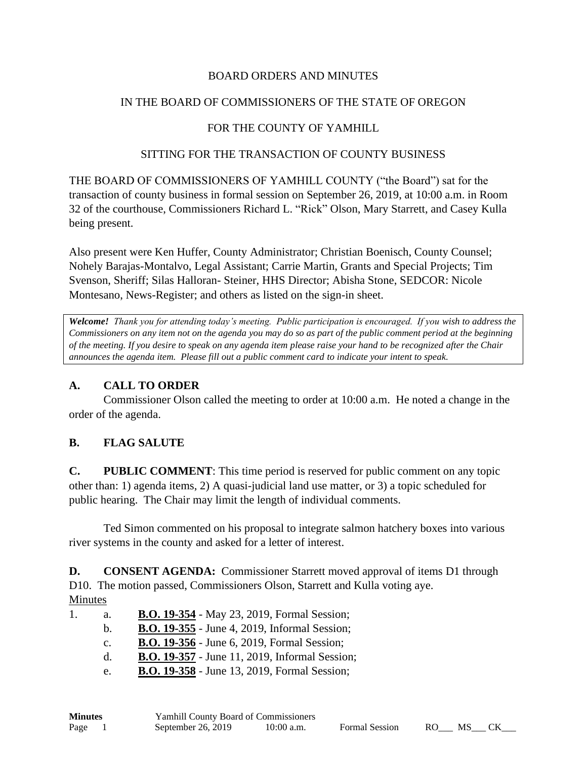BOARD ORDERS AND MINUTES

IN THE BOARD OF COMMISSIONERS OF THE STATE OF OREGON

FOR THE COUNTY OF YAMHILL

SITTING FOR THE TRANSACTION OF COUNTY BUSINESS

THE BOARD OF COMMISSIONERS OF YAMHILL COUNTY ("the Board") sat for the transaction of county business in formal session on September 26, 2019, at 10:00 a.m. in Room 32 of the courthouse, Commissioners Richard L. "Rick" Olson, Mary Starrett, and Casey Kulla being present.

Also present were Ken Huffer, County Administrator; Christian Boenisch, County Counsel; Nohely Barajas-Montalvo, Legal Assistant; Carrie Martin, Grants and Special Projects; Tim Svenson, Sheriff; Silas Halloran- Steiner, HHS Director; Abisha Stone, SEDCOR: Nicole Montesano, News-Register; and others as listed on the sign-in sheet.

***Welcome!*** *Thank you for attending today's meeting. Public participation is encouraged. If you wish to address the Commissioners on any item not on the agenda you may do so as part of the public comment period at the beginning of the meeting. If you desire to speak on any agenda item please raise your hand to be recognized after the Chair announces the agenda item. Please fill out a public comment card to indicate your intent to speak.*

## A. CALL TO ORDER

Commissioner Olson called the meeting to order at 10:00 a.m. He noted a change in the order of the agenda.

## B. FLAG SALUTE

**C. PUBLIC COMMENT**: This time period is reserved for public comment on any topic other than: 1) agenda items, 2) A quasi-judicial land use matter, or 3) a topic scheduled for public hearing. The Chair may limit the length of individual comments.

Ted Simon commented on his proposal to integrate salmon hatchery boxes into various river systems in the county and asked for a letter of interest.

**D. CONSENT AGENDA:** Commissioner Starrett moved approval of items D1 through D10. The motion passed, Commissioners Olson, Starrett and Kulla voting aye.

Minutes

1. a. **B.O. 19-354** - May 23, 2019, Formal Session;
   b. **B.O. 19-355** - June 4, 2019, Informal Session;
   c. **B.O. 19-356** - June 6, 2019, Formal Session;
   d. **B.O. 19-357** - June 11, 2019, Informal Session;
   e. **B.O. 19-358** - June 13, 2019, Formal Session;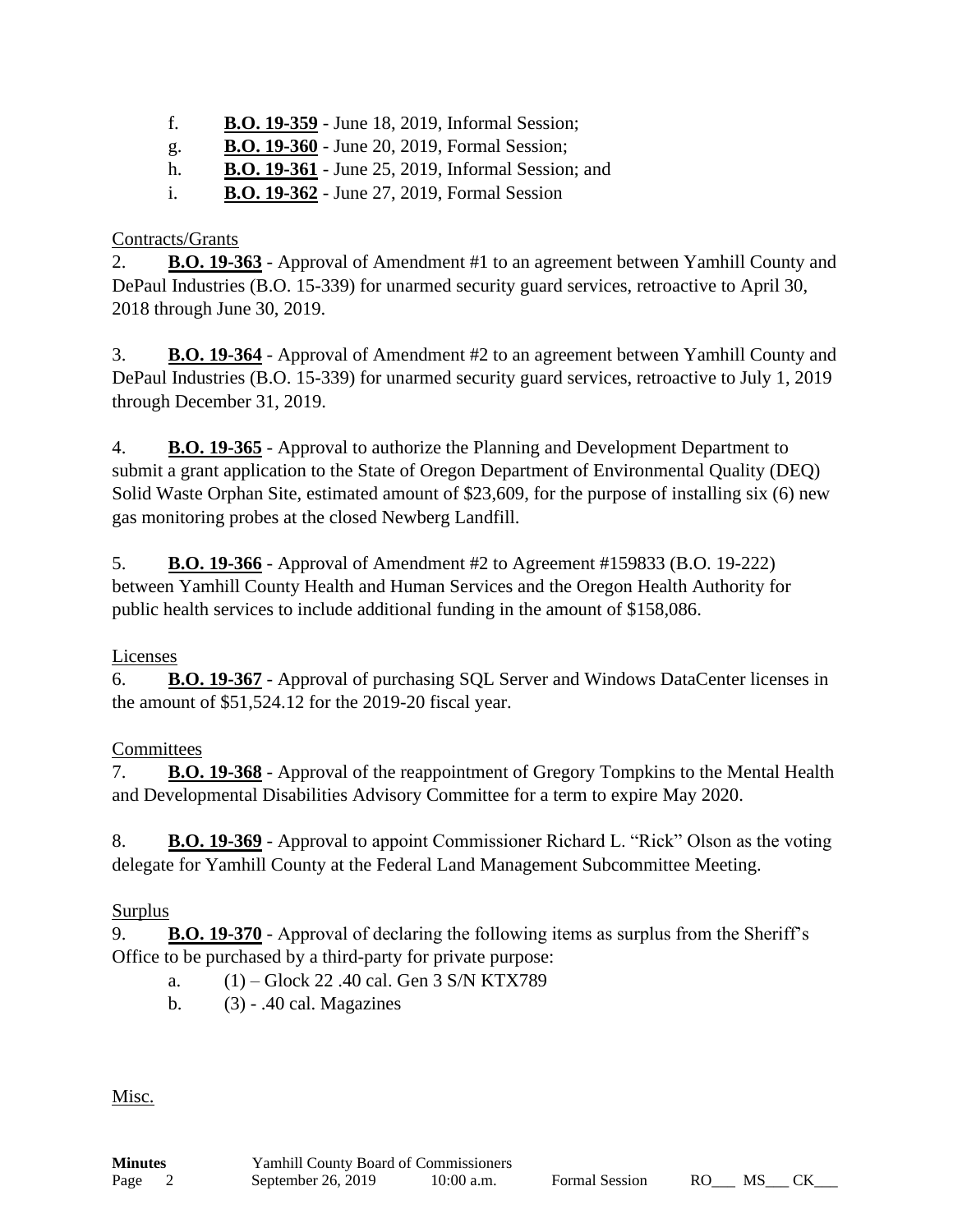f. **B.O. 19-359** - June 18, 2019, Informal Session;

g. **B.O. 19-360** - June 20, 2019, Formal Session;

h. **B.O. 19-361** - June 25, 2019, Informal Session; and

i. **B.O. 19-362** - June 27, 2019, Formal Session

Contracts/Grants

2. **B.O. 19-363** - Approval of Amendment #1 to an agreement between Yamhill County and DePaul Industries (B.O. 15-339) for unarmed security guard services, retroactive to April 30, 2018 through June 30, 2019.

3. **B.O. 19-364** - Approval of Amendment #2 to an agreement between Yamhill County and DePaul Industries (B.O. 15-339) for unarmed security guard services, retroactive to July 1, 2019 through December 31, 2019.

4. **B.O. 19-365** - Approval to authorize the Planning and Development Department to submit a grant application to the State of Oregon Department of Environmental Quality (DEQ) Solid Waste Orphan Site, estimated amount of $23,609, for the purpose of installing six (6) new gas monitoring probes at the closed Newberg Landfill.

5. **B.O. 19-366** - Approval of Amendment #2 to Agreement #159833 (B.O. 19-222) between Yamhill County Health and Human Services and the Oregon Health Authority for public health services to include additional funding in the amount of $158,086.

Licenses

6. **B.O. 19-367** - Approval of purchasing SQL Server and Windows DataCenter licenses in the amount of $51,524.12 for the 2019-20 fiscal year.

Committees

7. **B.O. 19-368** - Approval of the reappointment of Gregory Tompkins to the Mental Health and Developmental Disabilities Advisory Committee for a term to expire May 2020.

8. **B.O. 19-369** - Approval to appoint Commissioner Richard L. "Rick" Olson as the voting delegate for Yamhill County at the Federal Land Management Subcommittee Meeting.

Surplus

9. **B.O. 19-370** - Approval of declaring the following items as surplus from the Sheriff's Office to be purchased by a third-party for private purpose:

a. (1) – Glock 22 .40 cal. Gen 3 S/N KTX789

b. (3) - .40 cal. Magazines

Misc.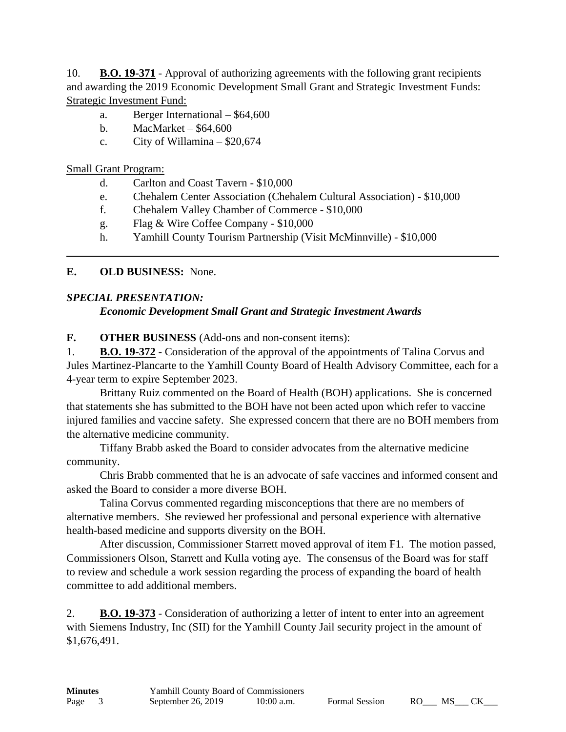10. **<u>B.O. 19-371</u>** - Approval of authorizing agreements with the following grant recipients and awarding the 2019 Economic Development Small Grant and Strategic Investment Funds:

<u>Strategic Investment Fund:</u>

- a. Berger International – $64,600
- b. MacMarket – $64,600
- c. City of Willamina – $20,674

<u>Small Grant Program:</u>

- d. Carlton and Coast Tavern - $10,000
- e. Chehalem Center Association (Chehalem Cultural Association) - $10,000
- f. Chehalem Valley Chamber of Commerce - $10,000
- g. Flag & Wire Coffee Company - $10,000
- h. Yamhill County Tourism Partnership (Visit McMinnville) - $10,000

---

**E. OLD BUSINESS:** None.

***SPECIAL PRESENTATION:***

***Economic Development Small Grant and Strategic Investment Awards***

**F. OTHER BUSINESS** (Add-ons and non-consent items):

1. **<u>B.O. 19-372</u>** - Consideration of the approval of the appointments of Talina Corvus and Jules Martinez-Plancarte to the Yamhill County Board of Health Advisory Committee, each for a 4-year term to expire September 2023.

Brittany Ruiz commented on the Board of Health (BOH) applications. She is concerned that statements she has submitted to the BOH have not been acted upon which refer to vaccine injured families and vaccine safety. She expressed concern that there are no BOH members from the alternative medicine community.

Tiffany Brabb asked the Board to consider advocates from the alternative medicine community.

Chris Brabb commented that he is an advocate of safe vaccines and informed consent and asked the Board to consider a more diverse BOH.

Talina Corvus commented regarding misconceptions that there are no members of alternative members. She reviewed her professional and personal experience with alternative health-based medicine and supports diversity on the BOH.

After discussion, Commissioner Starrett moved approval of item F1. The motion passed, Commissioners Olson, Starrett and Kulla voting aye. The consensus of the Board was for staff to review and schedule a work session regarding the process of expanding the board of health committee to add additional members.

2. **<u>B.O. 19-373</u>** - Consideration of authorizing a letter of intent to enter into an agreement with Siemens Industry, Inc (SII) for the Yamhill County Jail security project in the amount of $1,676,491.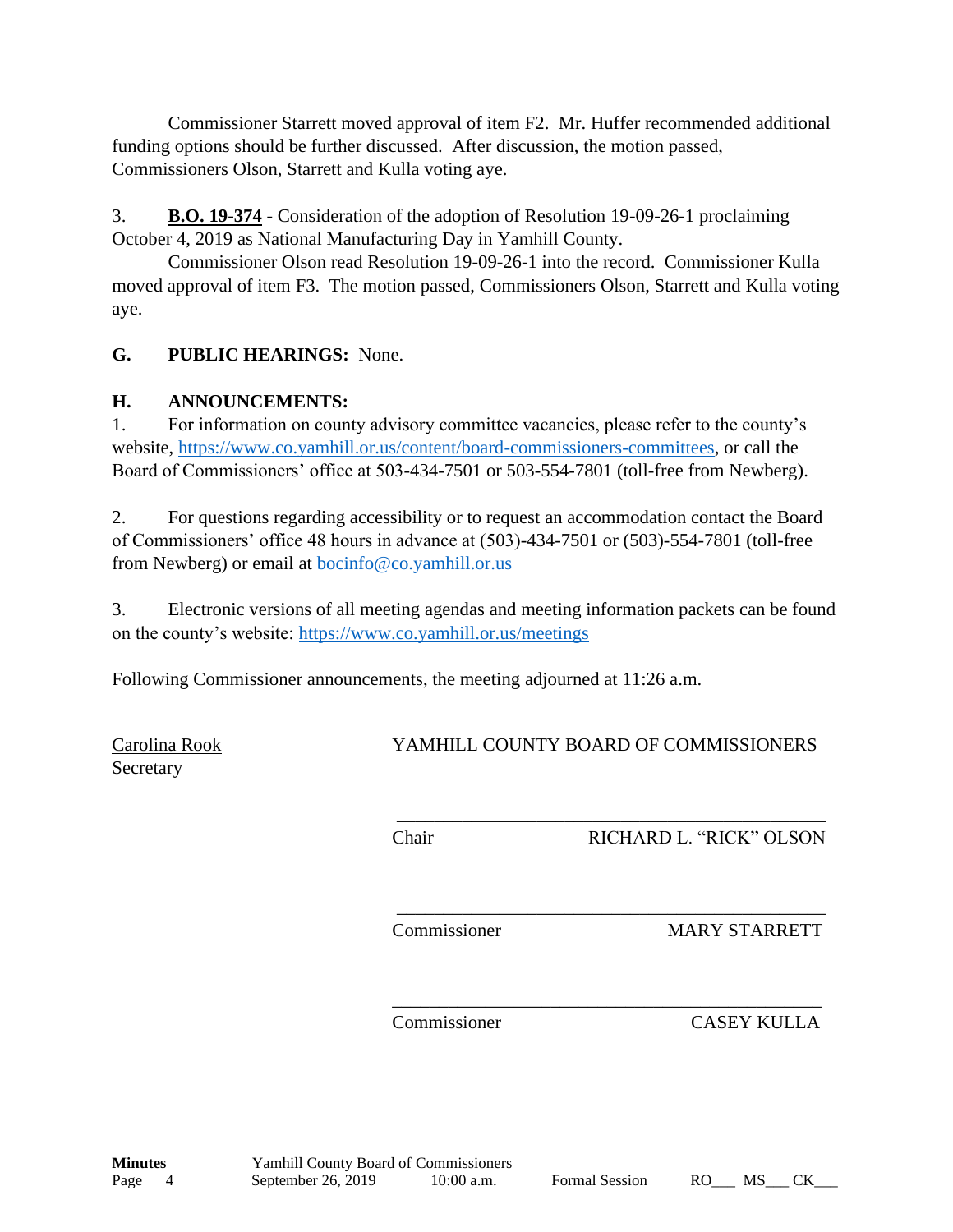Commissioner Starrett moved approval of item F2. Mr. Huffer recommended additional funding options should be further discussed. After discussion, the motion passed, Commissioners Olson, Starrett and Kulla voting aye.

3. **B.O. 19-374** - Consideration of the adoption of Resolution 19-09-26-1 proclaiming October 4, 2019 as National Manufacturing Day in Yamhill County.

Commissioner Olson read Resolution 19-09-26-1 into the record. Commissioner Kulla moved approval of item F3. The motion passed, Commissioners Olson, Starrett and Kulla voting aye.

**G. PUBLIC HEARINGS:** None.

**H. ANNOUNCEMENTS:**

1. For information on county advisory committee vacancies, please refer to the county's website, https://www.co.yamhill.or.us/content/board-commissioners-committees, or call the Board of Commissioners' office at 503-434-7501 or 503-554-7801 (toll-free from Newberg).

2. For questions regarding accessibility or to request an accommodation contact the Board of Commissioners' office 48 hours in advance at (503)-434-7501 or (503)-554-7801 (toll-free from Newberg) or email at bocinfo@co.yamhill.or.us

3. Electronic versions of all meeting agendas and meeting information packets can be found on the county's website: https://www.co.yamhill.or.us/meetings

Following Commissioner announcements, the meeting adjourned at 11:26 a.m.

Carolina Rook
Secretary

YAMHILL COUNTY BOARD OF COMMISSIONERS

_______________________________________________
Chair RICHARD L. "RICK" OLSON

_______________________________________________
Commissioner MARY STARRETT

_______________________________________________
Commissioner CASEY KULLA